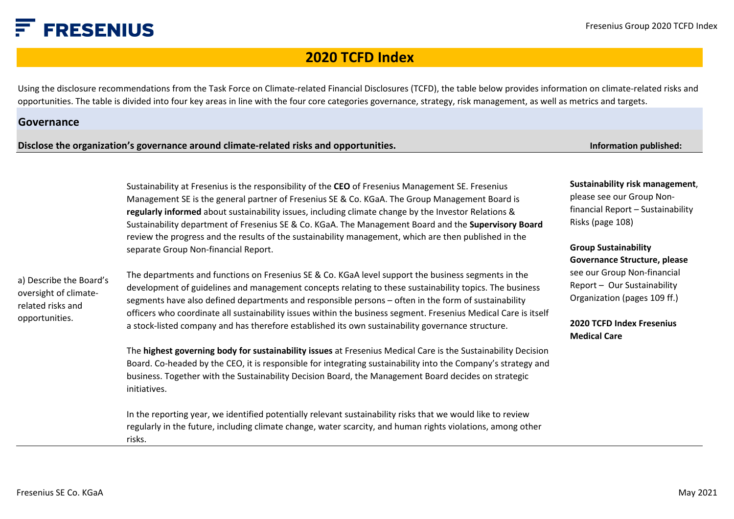# 2020 TCFD Index

Using the disclosure recommendations from the Task Force on Climate-related Financial Disclosures (TCFD), the table below provides information on climate-related risks and opportunities. The table is divided into four key areas in line with the four core categories governance, strategy, risk management, as well as metrics and targets.

## Governance

| Disclose the organization's governance around climate-related risks and opportunities. | | Information published: |
|---|---|---|
| a) Describe the Board's oversight of climate-related risks and opportunities. | Sustainability at Fresenius is the responsibility of the **CEO** of Fresenius Management SE. Fresenius Management SE is the general partner of Fresenius SE & Co. KGaA. The Group Management Board is **regularly informed** about sustainability issues, including climate change by the Investor Relations & Sustainability department of Fresenius SE & Co. KGaA. The Management Board and the **Supervisory Board** review the progress and the results of the sustainability management, which are then published in the separate Group Non-financial Report.<br><br>The departments and functions on Fresenius SE & Co. KGaA level support the business segments in the development of guidelines and management concepts relating to these sustainability topics. The business segments have also defined departments and responsible persons – often in the form of sustainability officers who coordinate all sustainability issues within the business segment. Fresenius Medical Care is itself a stock-listed company and has therefore established its own sustainability governance structure.<br><br>The **highest governing body for sustainability issues** at Fresenius Medical Care is the Sustainability Decision Board. Co-headed by the CEO, it is responsible for integrating sustainability into the Company's strategy and business. Together with the Sustainability Decision Board, the Management Board decides on strategic initiatives.<br><br>In the reporting year, we identified potentially relevant sustainability risks that we would like to review regularly in the future, including climate change, water scarcity, and human rights violations, among other risks. | **Sustainability risk management**, please see our Group Non-financial Report – Sustainability Risks (page 108)<br><br>**Group Sustainability Governance Structure, please** see our Group Non-financial Report – Our Sustainability Organization (pages 109 ff.)<br><br>**2020 TCFD Index Fresenius Medical Care** |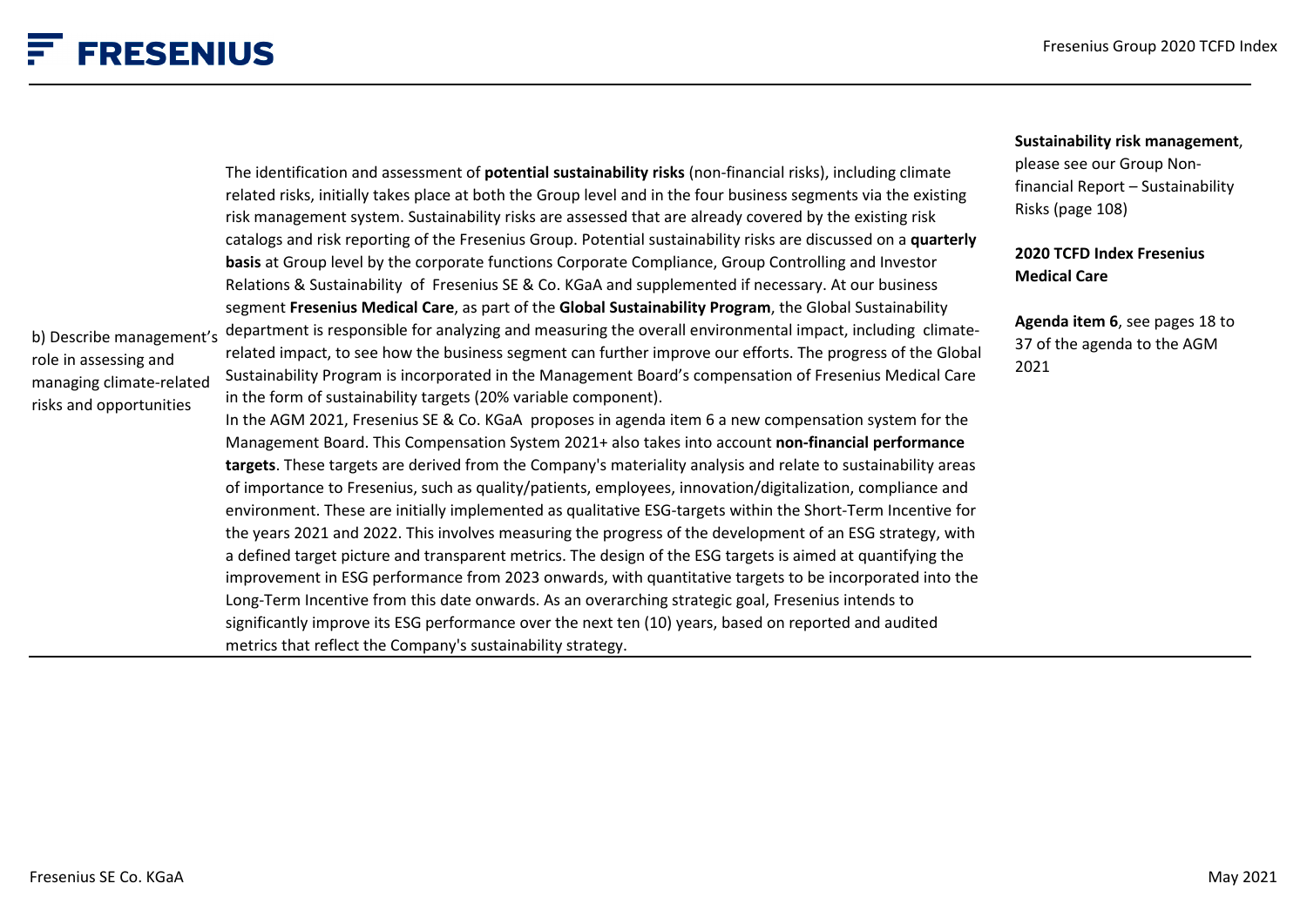| | | |
|---|---|---|
| b) Describe management's role in assessing and managing climate-related risks and opportunities | The identification and assessment of **potential sustainability risks** (non-financial risks), including climate related risks, initially takes place at both the Group level and in the four business segments via the existing risk management system. Sustainability risks are assessed that are already covered by the existing risk catalogs and risk reporting of the Fresenius Group. Potential sustainability risks are discussed on a **quarterly basis** at Group level by the corporate functions Corporate Compliance, Group Controlling and Investor Relations & Sustainability of Fresenius SE & Co. KGaA and supplemented if necessary. At our business segment **Fresenius Medical Care**, as part of the **Global Sustainability Program**, the Global Sustainability department is responsible for analyzing and measuring the overall environmental impact, including climate-related impact, to see how the business segment can further improve our efforts. The progress of the Global Sustainability Program is incorporated in the Management Board's compensation of Fresenius Medical Care in the form of sustainability targets (20% variable component).<br>In the AGM 2021, Fresenius SE & Co. KGaA proposes in agenda item 6 a new compensation system for the Management Board. This Compensation System 2021+ also takes into account **non-financial performance targets**. These targets are derived from the Company's materiality analysis and relate to sustainability areas of importance to Fresenius, such as quality/patients, employees, innovation/digitalization, compliance and environment. These are initially implemented as qualitative ESG-targets within the Short-Term Incentive for the years 2021 and 2022. This involves measuring the progress of the development of an ESG strategy, with a defined target picture and transparent metrics. The design of the ESG targets is aimed at quantifying the improvement in ESG performance from 2023 onwards, with quantitative targets to be incorporated into the Long-Term Incentive from this date onwards. As an overarching strategic goal, Fresenius intends to significantly improve its ESG performance over the next ten (10) years, based on reported and audited metrics that reflect the Company's sustainability strategy. | **Sustainability risk management**, please see our Group Non-financial Report – Sustainability Risks (page 108)<br><br>**2020 TCFD Index Fresenius Medical Care**<br><br>**Agenda item 6**, see pages 18 to 37 of the agenda to the AGM 2021 |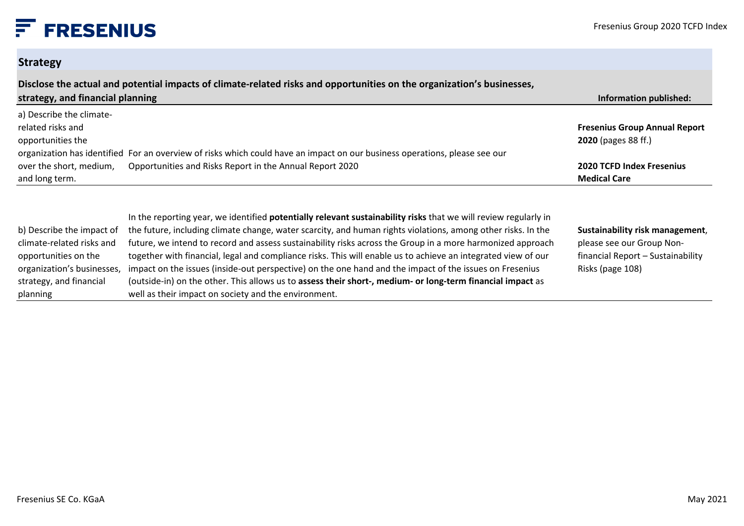## Strategy

| Disclose the actual and potential impacts of climate-related risks and opportunities on the organization's businesses, strategy, and financial planning | | Information published: |
|---|---|---|
| a) Describe the climate-related risks and opportunities the organization has identified over the short, medium, and long term. | For an overview of risks which could have an impact on our business operations, please see our Opportunities and Risks Report in the Annual Report 2020 | **Fresenius Group Annual Report 2020** (pages 88 ff.)<br><br>**2020 TCFD Index Fresenius Medical Care** |
| b) Describe the impact of climate-related risks and opportunities on the organization's businesses, strategy, and financial planning | In the reporting year, we identified **potentially relevant sustainability risks** that we will review regularly in the future, including climate change, water scarcity, and human rights violations, among other risks. In the future, we intend to record and assess sustainability risks across the Group in a more harmonized approach together with financial, legal and compliance risks. This will enable us to achieve an integrated view of our impact on the issues (inside-out perspective) on the one hand and the impact of the issues on Fresenius (outside-in) on the other. This allows us to **assess their short-, medium- or long-term financial impact** as well as their impact on society and the environment. | **Sustainability risk management**, please see our Group Non-financial Report – Sustainability Risks (page 108) |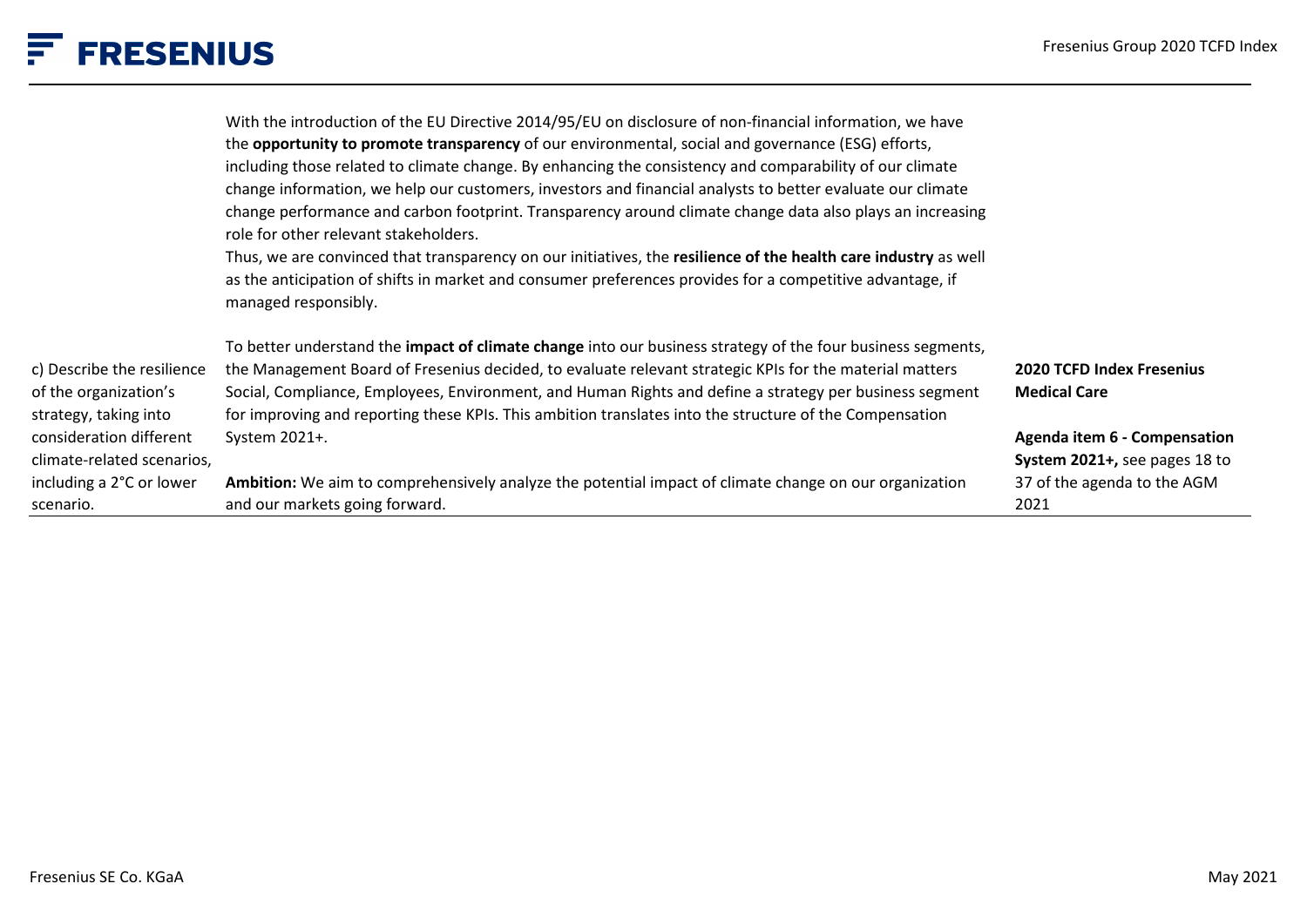| | | |
|---|---|---|
| | With the introduction of the EU Directive 2014/95/EU on disclosure of non-financial information, we have the **opportunity to promote transparency** of our environmental, social and governance (ESG) efforts, including those related to climate change. By enhancing the consistency and comparability of our climate change information, we help our customers, investors and financial analysts to better evaluate our climate change performance and carbon footprint. Transparency around climate change data also plays an increasing role for other relevant stakeholders.<br>Thus, we are convinced that transparency on our initiatives, the **resilience of the health care industry** as well as the anticipation of shifts in market and consumer preferences provides for a competitive advantage, if managed responsibly. | |
| c) Describe the resilience of the organization's strategy, taking into consideration different climate-related scenarios, including a 2°C or lower scenario. | To better understand the **impact of climate change** into our business strategy of the four business segments, the Management Board of Fresenius decided, to evaluate relevant strategic KPIs for the material matters Social, Compliance, Employees, Environment, and Human Rights and define a strategy per business segment for improving and reporting these KPIs. This ambition translates into the structure of the Compensation System 2021+.<br><br>**Ambition:** We aim to comprehensively analyze the potential impact of climate change on our organization and our markets going forward. | **2020 TCFD Index Fresenius Medical Care**<br><br>**Agenda item 6 - Compensation System 2021+,** see pages 18 to 37 of the agenda to the AGM 2021 |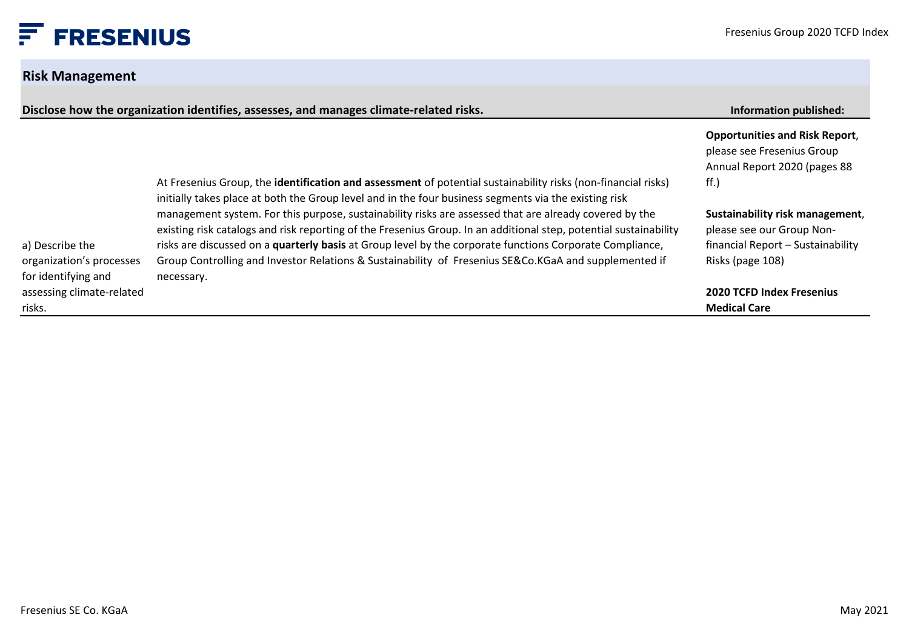## Risk Management

| Disclose how the organization identifies, assesses, and manages climate-related risks. | | Information published: |
|---|---|---|
| a) Describe the organization's processes for identifying and assessing climate-related risks. | At Fresenius Group, the **identification and assessment** of potential sustainability risks (non-financial risks) initially takes place at both the Group level and in the four business segments via the existing risk management system. For this purpose, sustainability risks are assessed that are already covered by the existing risk catalogs and risk reporting of the Fresenius Group. In an additional step, potential sustainability risks are discussed on a **quarterly basis** at Group level by the corporate functions Corporate Compliance, Group Controlling and Investor Relations & Sustainability of Fresenius SE&Co.KGaA and supplemented if necessary. | **Opportunities and Risk Report**, please see Fresenius Group Annual Report 2020 (pages 88 ff.)<br><br>**Sustainability risk management**, please see our Group Non-financial Report – Sustainability Risks (page 108)<br><br>**2020 TCFD Index Fresenius Medical Care** |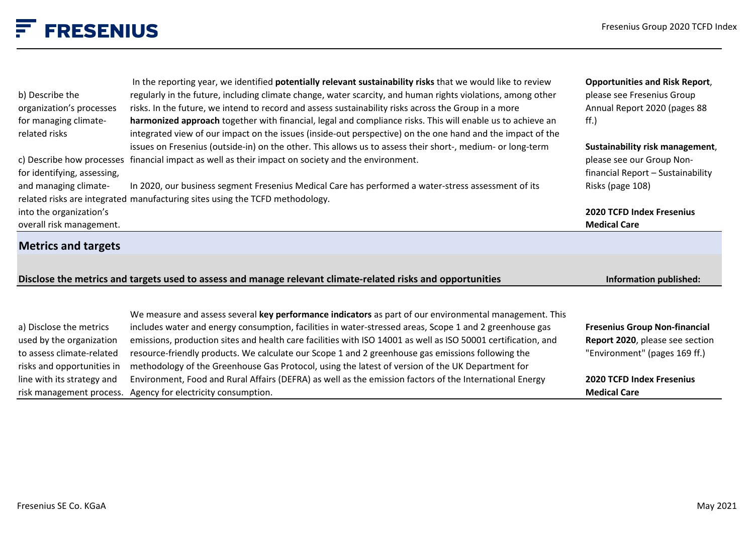| | | |
|---|---|---|
| b) Describe the organization's processes for managing climate-related risks<br><br>c) Describe how processes for identifying, assessing, and managing climate-related risks are integrated into the organization's overall risk management. | In the reporting year, we identified **potentially relevant sustainability risks** that we would like to review regularly in the future, including climate change, water scarcity, and human rights violations, among other risks. In the future, we intend to record and assess sustainability risks across the Group in a more **harmonized approach** together with financial, legal and compliance risks. This will enable us to achieve an integrated view of our impact on the issues (inside-out perspective) on the one hand and the impact of the issues on Fresenius (outside-in) on the other. This allows us to assess their short-, medium- or long-term financial impact as well as their impact on society and the environment.<br><br>In 2020, our business segment Fresenius Medical Care has performed a water-stress assessment of its manufacturing sites using the TCFD methodology. | **Opportunities and Risk Report**, please see Fresenius Group Annual Report 2020 (pages 88 ff.)<br><br>**Sustainability risk management**, please see our Group Non-financial Report – Sustainability Risks (page 108)<br><br>**2020 TCFD Index Fresenius Medical Care** |

## Metrics and targets

| **Disclose the metrics and targets used to assess and manage relevant climate-related risks and opportunities** | | **Information published:** |
|---|---|---|
| a) Disclose the metrics used by the organization to assess climate-related risks and opportunities in line with its strategy and risk management process. | We measure and assess several **key performance indicators** as part of our environmental management. This includes water and energy consumption, facilities in water-stressed areas, Scope 1 and 2 greenhouse gas emissions, production sites and health care facilities with ISO 14001 as well as ISO 50001 certification, and resource-friendly products. We calculate our Scope 1 and 2 greenhouse gas emissions following the methodology of the Greenhouse Gas Protocol, using the latest of version of the UK Department for Environment, Food and Rural Affairs (DEFRA) as well as the emission factors of the International Energy Agency for electricity consumption. | **Fresenius Group Non-financial Report 2020**, please see section "Environment" (pages 169 ff.)<br><br>**2020 TCFD Index Fresenius Medical Care** |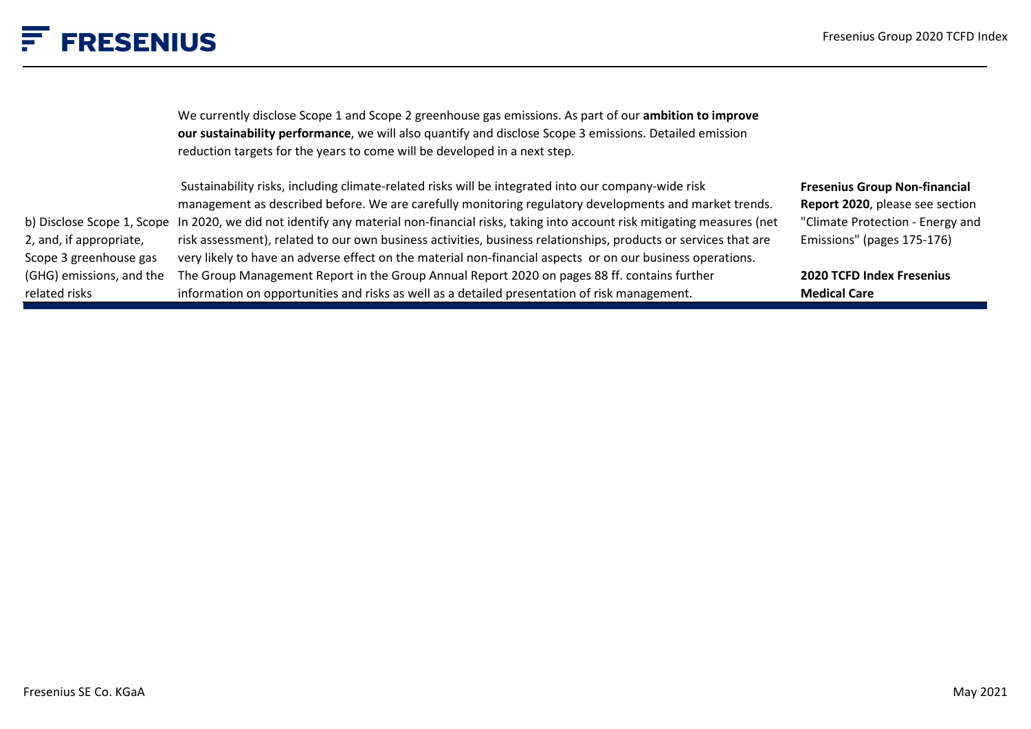| | | |
|---|---|---|
| | We currently disclose Scope 1 and Scope 2 greenhouse gas emissions. As part of our **ambition to improve our sustainability performance**, we will also quantify and disclose Scope 3 emissions. Detailed emission reduction targets for the years to come will be developed in a next step. | |
| b) Disclose Scope 1, Scope 2, and, if appropriate, Scope 3 greenhouse gas (GHG) emissions, and the related risks | Sustainability risks, including climate-related risks will be integrated into our company-wide risk management as described before. We are carefully monitoring regulatory developments and market trends. In 2020, we did not identify any material non-financial risks, taking into account risk mitigating measures (net risk assessment), related to our own business activities, business relationships, products or services that are very likely to have an adverse effect on the material non-financial aspects or on our business operations. The Group Management Report in the Group Annual Report 2020 on pages 88 ff. contains further information on opportunities and risks as well as a detailed presentation of risk management. | **Fresenius Group Non-financial Report 2020**, please see section "Climate Protection - Energy and Emissions" (pages 175-176)<br><br>**2020 TCFD Index Fresenius Medical Care** |